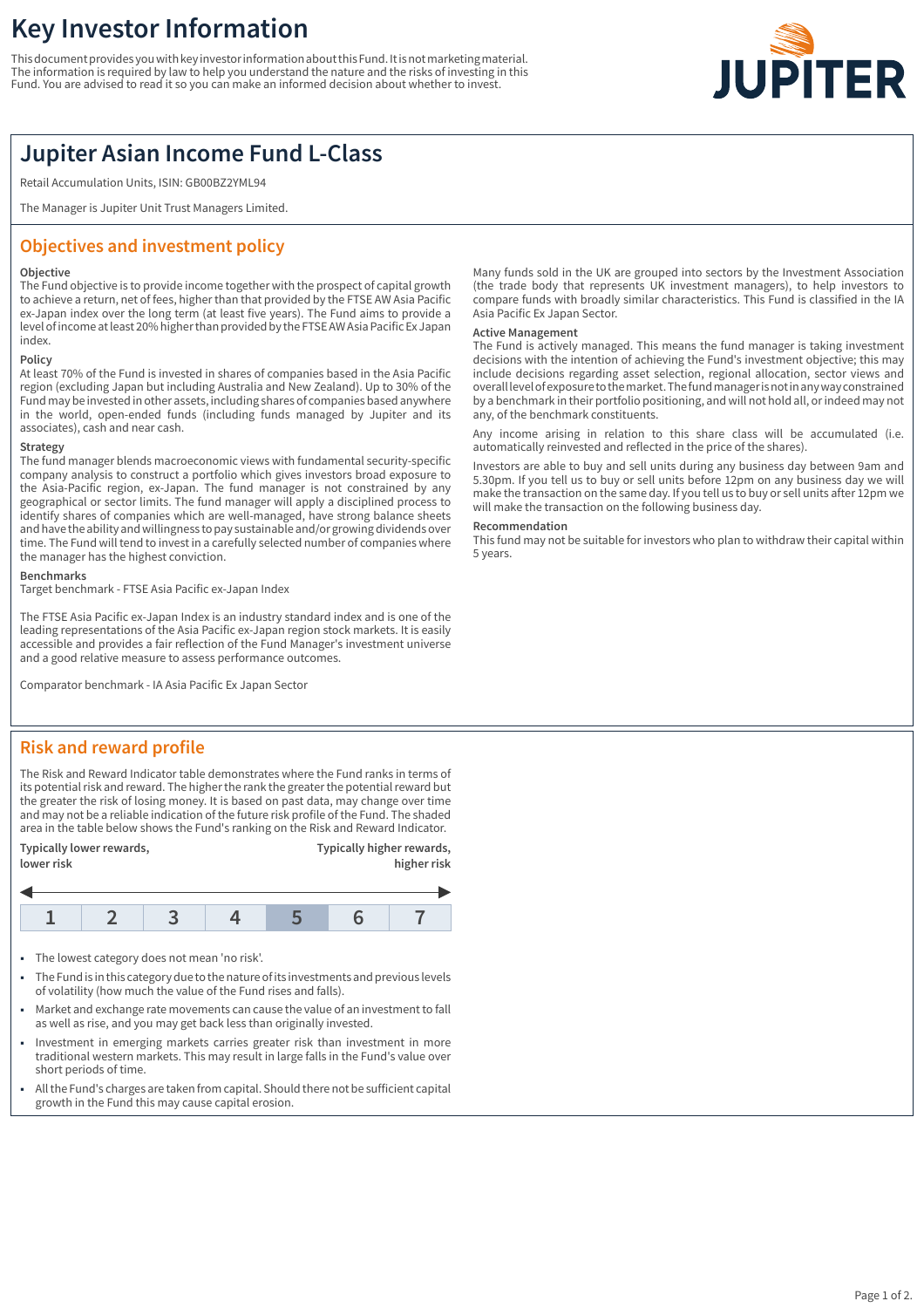# Key Investor Information

This document provides you with key investor information about this Fund. It is not marketing material. The information is required by law to help you understand the nature and the risks of investing in this Fund. You are advised to read it so you can make an informed decision about whether to invest.

JUPITER

## Jupiter Asian Income Fund L-Class

Retail Accumulation Units, ISIN: GB00BZ2YML94

The Manager is Jupiter Unit Trust Managers Limited.

## Objectives and investment policy

**Objective**

The Fund objective is to provide income together with the prospect of capital growth to achieve a return, net of fees, higher than that provided by the FTSE AW Asia Pacific ex-Japan index over the long term (at least five years). The Fund aims to provide a level of income at least 20% higher than provided by the FTSE AW Asia Pacific Ex Japan index.

**Policy**

At least 70% of the Fund is invested in shares of companies based in the Asia Pacific region (excluding Japan but including Australia and New Zealand). Up to 30% of the Fund may be invested in other assets, including shares of companies based anywhere in the world, open-ended funds (including funds managed by Jupiter and its associates), cash and near cash.

**Strategy**

The fund manager blends macroeconomic views with fundamental security-specific company analysis to construct a portfolio which gives investors broad exposure to the Asia-Pacific region, ex-Japan. The fund manager is not constrained by any geographical or sector limits. The fund manager will apply a disciplined process to identify shares of companies which are well-managed, have strong balance sheets and have the ability and willingness to pay sustainable and/or growing dividends over time. The Fund will tend to invest in a carefully selected number of companies where the manager has the highest conviction.

**Benchmarks**

Target benchmark - FTSE Asia Pacific ex-Japan Index

The FTSE Asia Pacific ex-Japan Index is an industry standard index and is one of the leading representations of the Asia Pacific ex-Japan region stock markets. It is easily accessible and provides a fair reflection of the Fund Manager's investment universe and a good relative measure to assess performance outcomes.

Comparator benchmark - IA Asia Pacific Ex Japan Sector

Many funds sold in the UK are grouped into sectors by the Investment Association (the trade body that represents UK investment managers), to help investors to compare funds with broadly similar characteristics. This Fund is classified in the IA Asia Pacific Ex Japan Sector.

**Active Management**

The Fund is actively managed. This means the fund manager is taking investment decisions with the intention of achieving the Fund's investment objective; this may include decisions regarding asset selection, regional allocation, sector views and overall level of exposure to the market. The fund manager is not in any way constrained by a benchmark in their portfolio positioning, and will not hold all, or indeed may not any, of the benchmark constituents.

Any income arising in relation to this share class will be accumulated (i.e. automatically reinvested and reflected in the price of the shares).

Investors are able to buy and sell units during any business day between 9am and 5.30pm. If you tell us to buy or sell units before 12pm on any business day we will make the transaction on the same day. If you tell us to buy or sell units after 12pm we will make the transaction on the following business day.

**Recommendation**

This fund may not be suitable for investors who plan to withdraw their capital within 5 years.

## Risk and reward profile

The Risk and Reward Indicator table demonstrates where the Fund ranks in terms of its potential risk and reward. The higher the rank the greater the potential reward but the greater the risk of losing money. It is based on past data, may change over time and may not be a reliable indication of the future risk profile of the Fund. The shaded area in the table below shows the Fund's ranking on the Risk and Reward Indicator.

**Typically lower rewards, lower risk** — **Typically higher rewards, higher risk**

| 1 | 2 | 3 | 4 | **5** | 6 | 7 |
|---|---|---|---|---|---|---|

(The Fund is ranked in category 5, shaded.)

- The lowest category does not mean 'no risk'.
- The Fund is in this category due to the nature of its investments and previous levels of volatility (how much the value of the Fund rises and falls).
- Market and exchange rate movements can cause the value of an investment to fall as well as rise, and you may get back less than originally invested.
- Investment in emerging markets carries greater risk than investment in more traditional western markets. This may result in large falls in the Fund's value over short periods of time.
- All the Fund's charges are taken from capital. Should there not be sufficient capital growth in the Fund this may cause capital erosion.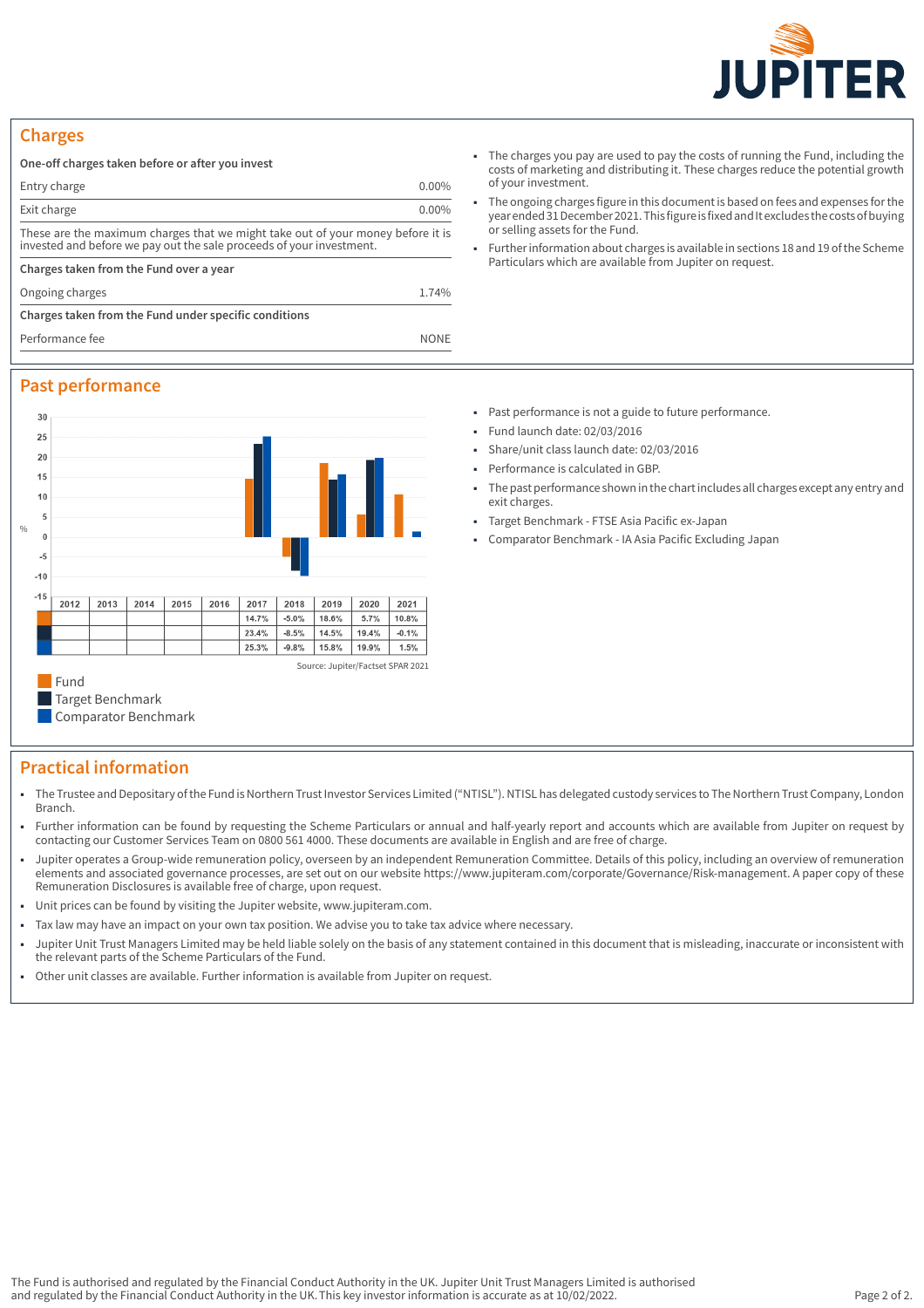## Charges

**One-off charges taken before or after you invest**

| | |
|---|---|
| Entry charge | 0.00% |
| Exit charge | 0.00% |

These are the maximum charges that we might take out of your money before it is invested and before we pay out the sale proceeds of your investment.

**Charges taken from the Fund over a year**

| | |
|---|---|
| Ongoing charges | 1.74% |

**Charges taken from the Fund under specific conditions**

| | |
|---|---|
| Performance fee | NONE |

- The charges you pay are used to pay the costs of running the Fund, including the costs of marketing and distributing it. These charges reduce the potential growth of your investment.
- The ongoing charges figure in this document is based on fees and expenses for the year ended 31 December 2021. This figure is fixed and It excludes the costs of buying or selling assets for the Fund.
- Further information about charges is available in sections 18 and 19 of the Scheme Particulars which are available from Jupiter on request.

## Past performance

30
25
20
15
10
5
0
-5
-10
-15
%

| | 2012 | 2013 | 2014 | 2015 | 2016 | 2017 | 2018 | 2019 | 2020 | 2021 |
|---|---|---|---|---|---|---|---|---|---|---|
| Fund | | | | | | 14.7% | -5.0% | 18.6% | 5.7% | 10.8% |
| Target Benchmark | | | | | | 23.4% | -8.5% | 14.5% | 19.4% | -0.1% |
| Comparator Benchmark | | | | | | 25.3% | -9.8% | 15.8% | 19.9% | 1.5% |

Source: Jupiter/Factset SPAR 2021

Fund
Target Benchmark
Comparator Benchmark

- Past performance is not a guide to future performance.
- Fund launch date: 02/03/2016
- Share/unit class launch date: 02/03/2016
- Performance is calculated in GBP.
- The past performance shown in the chart includes all charges except any entry and exit charges.
- Target Benchmark - FTSE Asia Pacific ex-Japan
- Comparator Benchmark - IA Asia Pacific Excluding Japan

## Practical information

- The Trustee and Depositary of the Fund is Northern Trust Investor Services Limited ("NTISL"). NTISL has delegated custody services to The Northern Trust Company, London Branch.
- Further information can be found by requesting the Scheme Particulars or annual and half-yearly report and accounts which are available from Jupiter on request by contacting our Customer Services Team on 0800 561 4000. These documents are available in English and are free of charge.
- Jupiter operates a Group-wide remuneration policy, overseen by an independent Remuneration Committee. Details of this policy, including an overview of remuneration elements and associated governance processes, are set out on our website https://www.jupiteram.com/corporate/Governance/Risk-management. A paper copy of these Remuneration Disclosures is available free of charge, upon request.
- Unit prices can be found by visiting the Jupiter website, www.jupiteram.com.
- Tax law may have an impact on your own tax position. We advise you to take tax advice where necessary.
- Jupiter Unit Trust Managers Limited may be held liable solely on the basis of any statement contained in this document that is misleading, inaccurate or inconsistent with the relevant parts of the Scheme Particulars of the Fund.
- Other unit classes are available. Further information is available from Jupiter on request.

The Fund is authorised and regulated by the Financial Conduct Authority in the UK. Jupiter Unit Trust Managers Limited is authorised and regulated by the Financial Conduct Authority in the UK. This key investor information is accurate as at 10/02/2022.